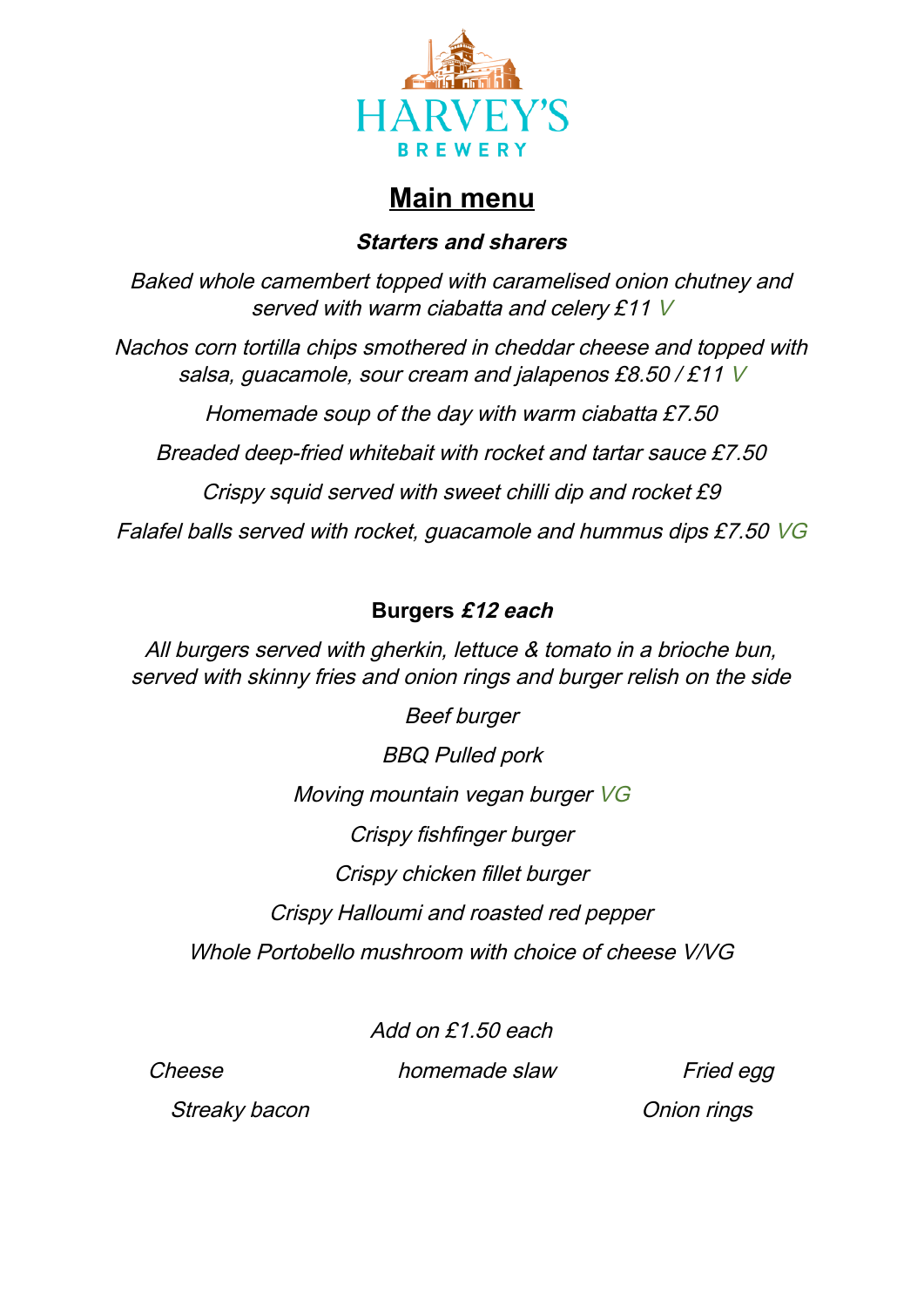HARVEY'S

BREWERY

# Main menu

### *Starters and sharers*

*Baked whole camembert topped with caramelised onion chutney and served with warm ciabatta and celery £11* V

*Nachos corn tortilla chips smothered in cheddar cheese and topped with salsa, guacamole, sour cream and jalapenos £8.50 / £11* V

*Homemade soup of the day with warm ciabatta £7.50*

*Breaded deep-fried whitebait with rocket and tartar sauce £7.50*

*Crispy squid served with sweet chilli dip and rocket £9*

*Falafel balls served with rocket, guacamole and hummus dips £7.50* VG

### Burgers *£12 each*

*All burgers served with gherkin, lettuce & tomato in a brioche bun, served with skinny fries and onion rings and burger relish on the side*

*Beef burger*

*BBQ Pulled pork*

*Moving mountain vegan burger* VG

*Crispy fishfinger burger*

*Crispy chicken fillet burger*

*Crispy Halloumi and roasted red pepper*

*Whole Portobello mushroom with choice of cheese V/VG*

*Add on £1.50 each*

*Cheese*

*homemade slaw*

*Fried egg*

*Streaky bacon*

*Onion rings*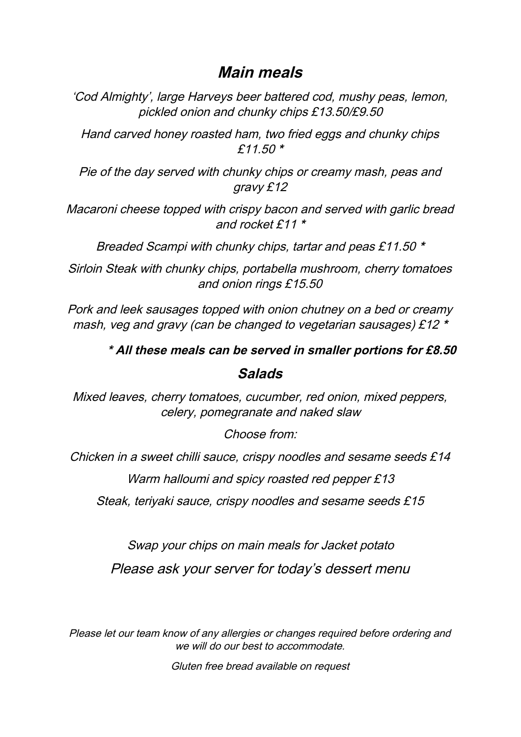## *Main meals*

*'Cod Almighty', large Harveys beer battered cod, mushy peas, lemon, pickled onion and chunky chips £13.50/£9.50*

*Hand carved honey roasted ham, two fried eggs and chunky chips £11.50 **

*Pie of the day served with chunky chips or creamy mash, peas and gravy £12*

*Macaroni cheese topped with crispy bacon and served with garlic bread and rocket £11 **

*Breaded Scampi with chunky chips, tartar and peas £11.50 **

*Sirloin Steak with chunky chips, portabella mushroom, cherry tomatoes and onion rings £15.50*

*Pork and leek sausages topped with onion chutney on a bed or creamy mash, veg and gravy (can be changed to vegetarian sausages) £12 **

***\* All these meals can be served in smaller portions for £8.50***

## *Salads*

*Mixed leaves, cherry tomatoes, cucumber, red onion, mixed peppers, celery, pomegranate and naked slaw*

*Choose from:*

*Chicken in a sweet chilli sauce, crispy noodles and sesame seeds £14*

*Warm halloumi and spicy roasted red pepper £13*

*Steak, teriyaki sauce, crispy noodles and sesame seeds £15*

*Swap your chips on main meals for Jacket potato*

*Please ask your server for today's dessert menu*

*Please let our team know of any allergies or changes required before ordering and we will do our best to accommodate.*

*Gluten free bread available on request*